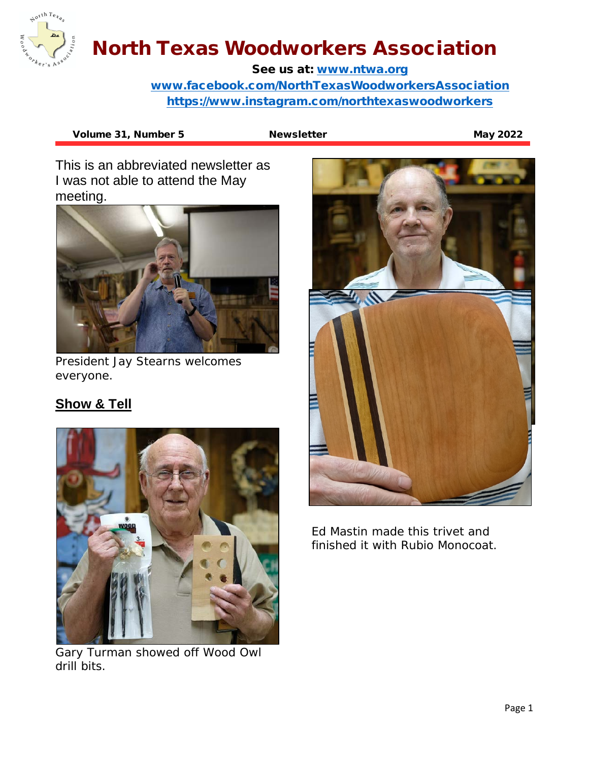# North Texas Woodworkers Association

**See us at: www.ntwa.org**

**www.facebook.com/NorthTexasWoodworkersAssociation**

**https://www.instagram.com/northtexaswoodworkers**

**Volume 31, Number 5** | **Newsletter** | **May 2022**

This is an abbreviated newsletter as I was not able to attend the May meeting.

President Jay Stearns welcomes everyone.

## Show & Tell

Gary Turman showed off Wood Owl drill bits.

Ed Mastin made this trivet and finished it with Rubio Monocoat.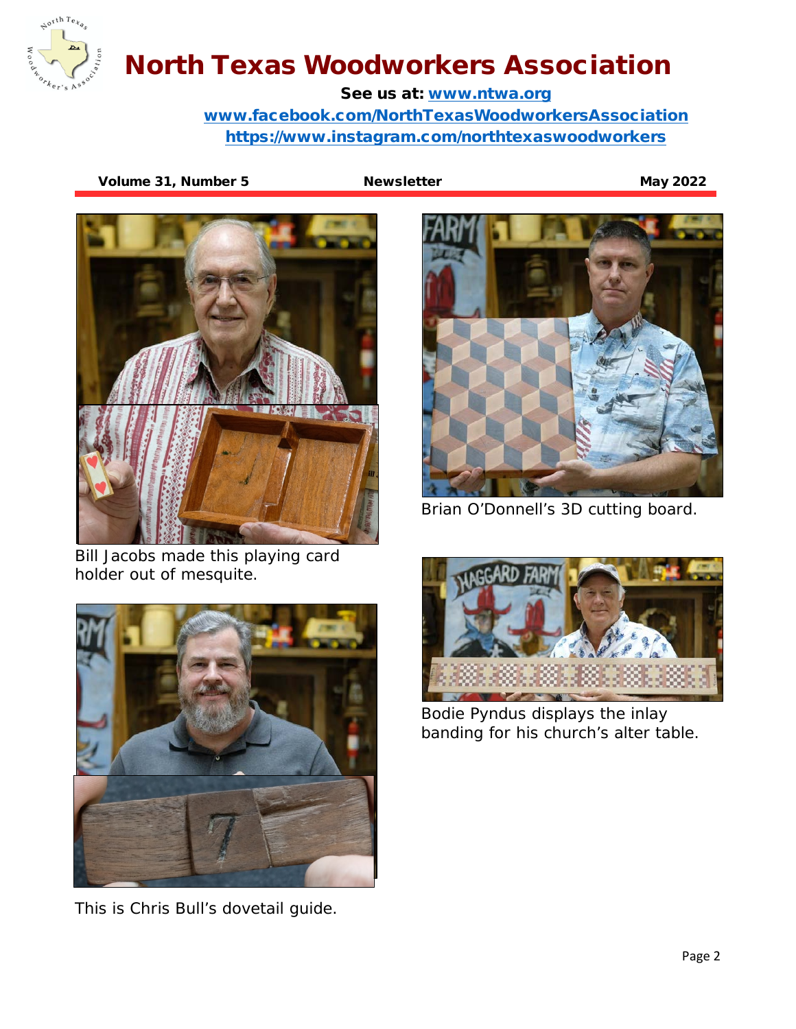# North Texas Woodworkers Association

**See us at: www.ntwa.org**

**www.facebook.com/NorthTexasWoodworkersAssociation**

**https://www.instagram.com/northtexaswoodworkers**

**Volume 31, Number 5** | **Newsletter** | **May 2022**

Bill Jacobs made this playing card holder out of mesquite.

Brian O'Donnell's 3D cutting board.

Bodie Pyndus displays the inlay banding for his church's alter table.

This is Chris Bull's dovetail guide.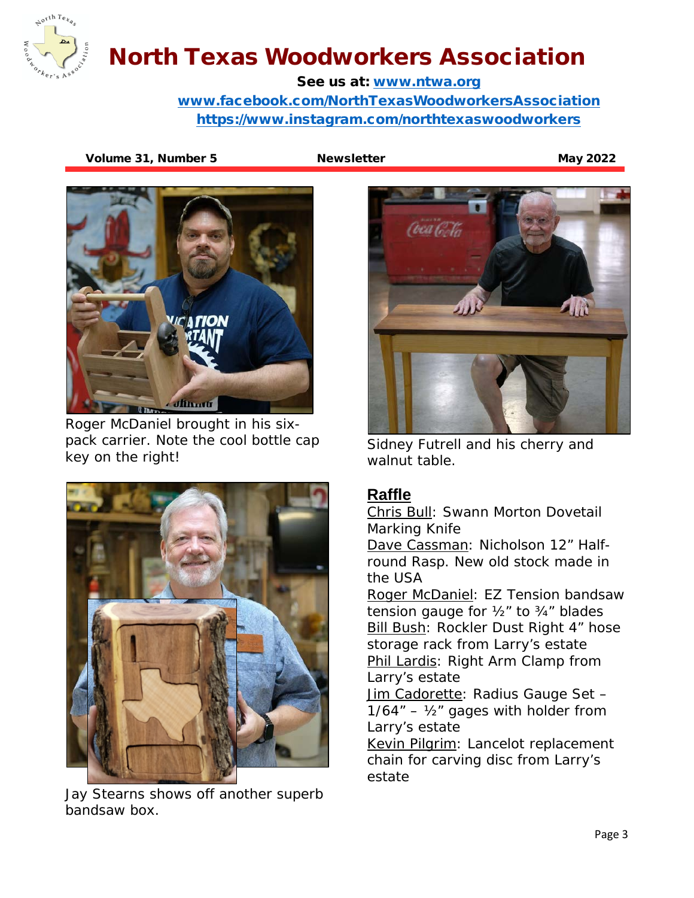# North Texas Woodworkers Association

**See us at: www.ntwa.org**
**www.facebook.com/NorthTexasWoodworkersAssociation**
**https://www.instagram.com/northtexaswoodworkers**

**Volume 31, Number 5** **Newsletter** **May 2022**

Roger McDaniel brought in his six-pack carrier. Note the cool bottle cap key on the right!

Jay Stearns shows off another superb bandsaw box.

Sidney Futrell and his cherry and walnut table.

## Raffle

Chris Bull: Swann Morton Dovetail Marking Knife
Dave Cassman: Nicholson 12" Half-round Rasp. New old stock made in the USA
Roger McDaniel: EZ Tension bandsaw tension gauge for ½" to ¾" blades
Bill Bush: Rockler Dust Right 4" hose storage rack from Larry's estate
Phil Lardis: Right Arm Clamp from Larry's estate
Jim Cadorette: Radius Gauge Set – 1/64" – ½" gages with holder from Larry's estate
Kevin Pilgrim: Lancelot replacement chain for carving disc from Larry's estate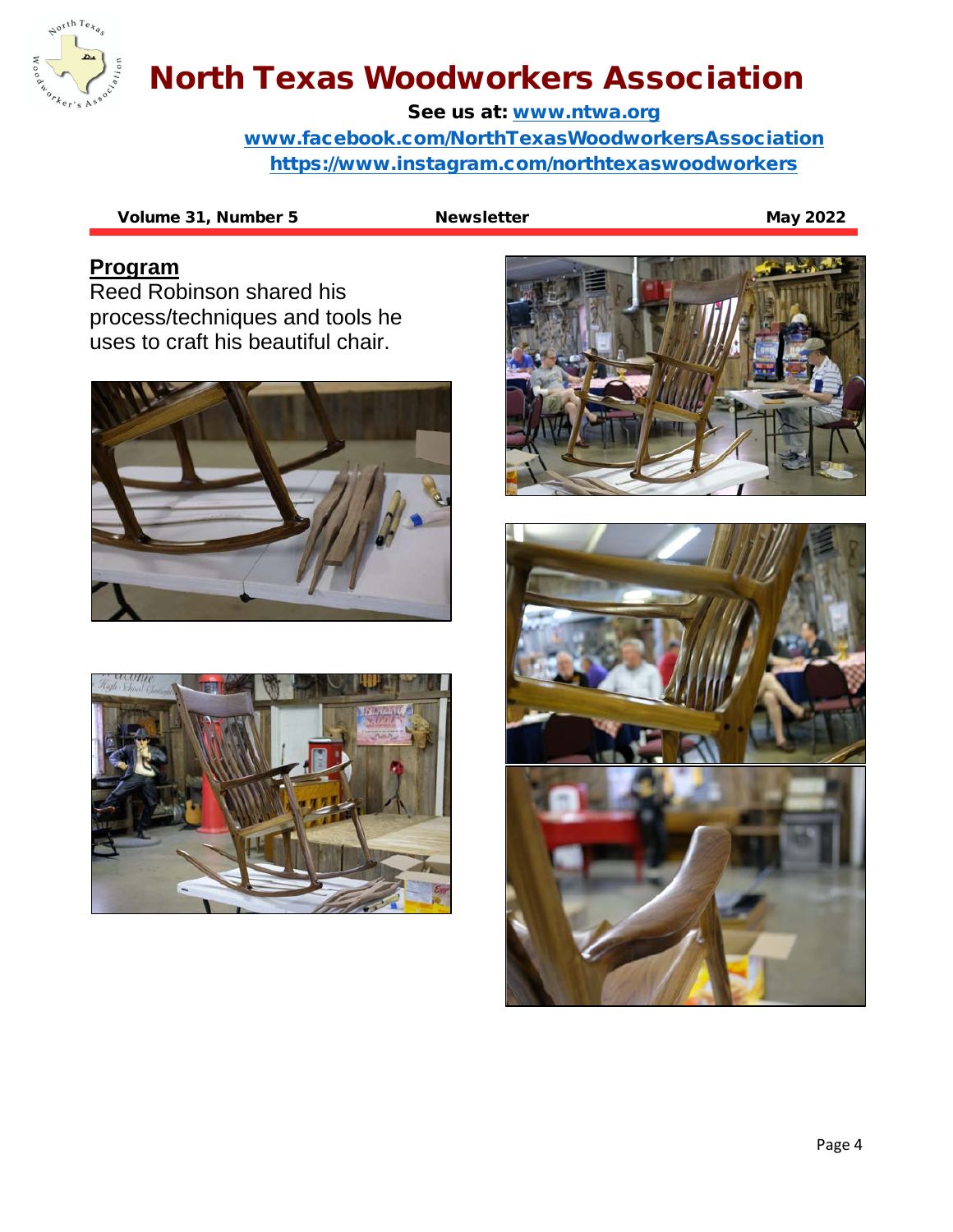# North Texas Woodworkers Association

**See us at: www.ntwa.org**

**www.facebook.com/NorthTexasWoodworkersAssociation**

**https://www.instagram.com/northtexaswoodworkers**

**Volume 31, Number 5** **Newsletter** **May 2022**

## Program

Reed Robinson shared his process/techniques and tools he uses to craft his beautiful chair.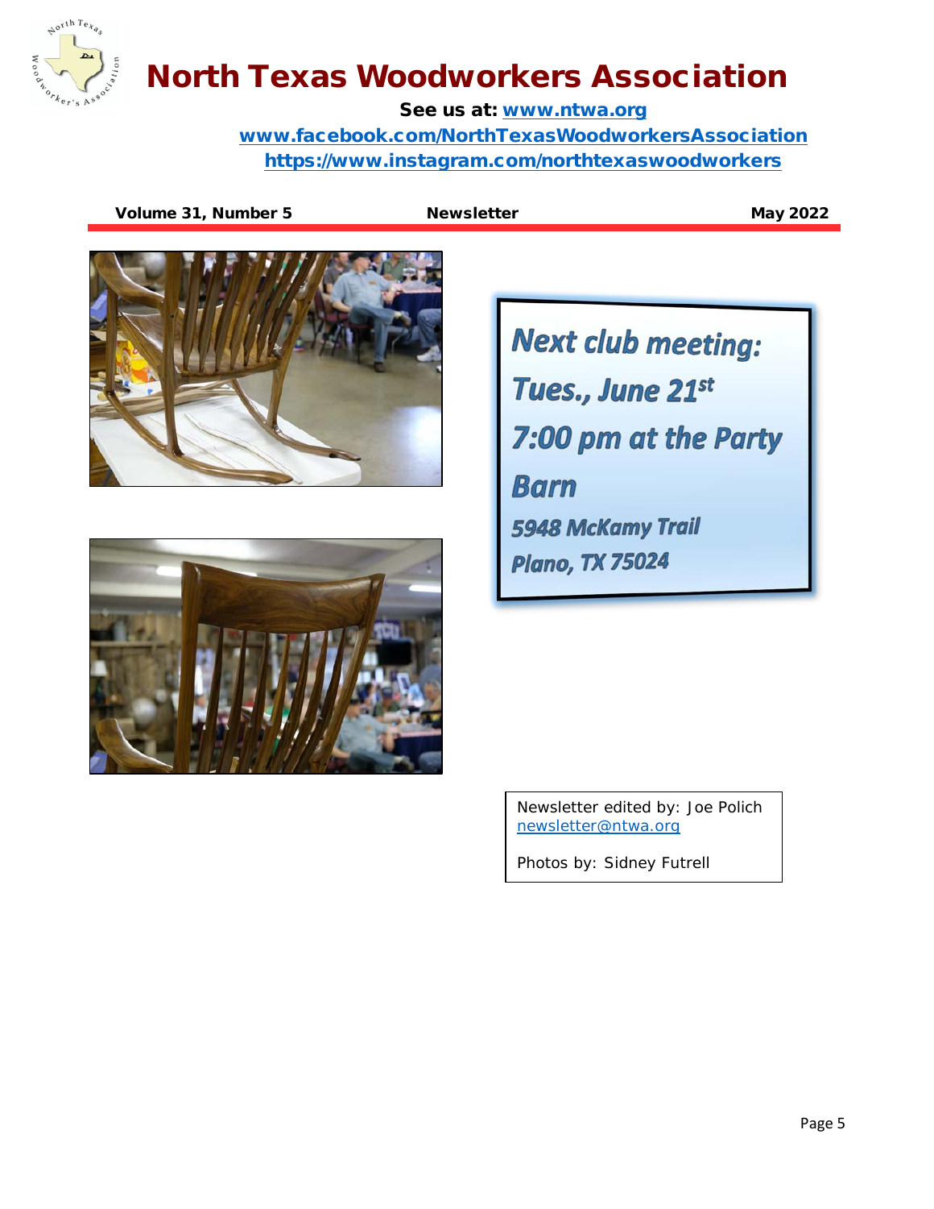# North Texas Woodworkers Association

**See us at: www.ntwa.org**

**www.facebook.com/NorthTexasWoodworkersAssociation**

**https://www.instagram.com/northtexaswoodworkers**

**Volume 31, Number 5** **Newsletter** **May 2022**

***Next club meeting:***

***Tues., June 21st***

***7:00 pm at the Party Barn***

***5948 McKamy Trail***

***Plano, TX 75024***

Newsletter edited by: Joe Polich
newsletter@ntwa.org

Photos by: Sidney Futrell